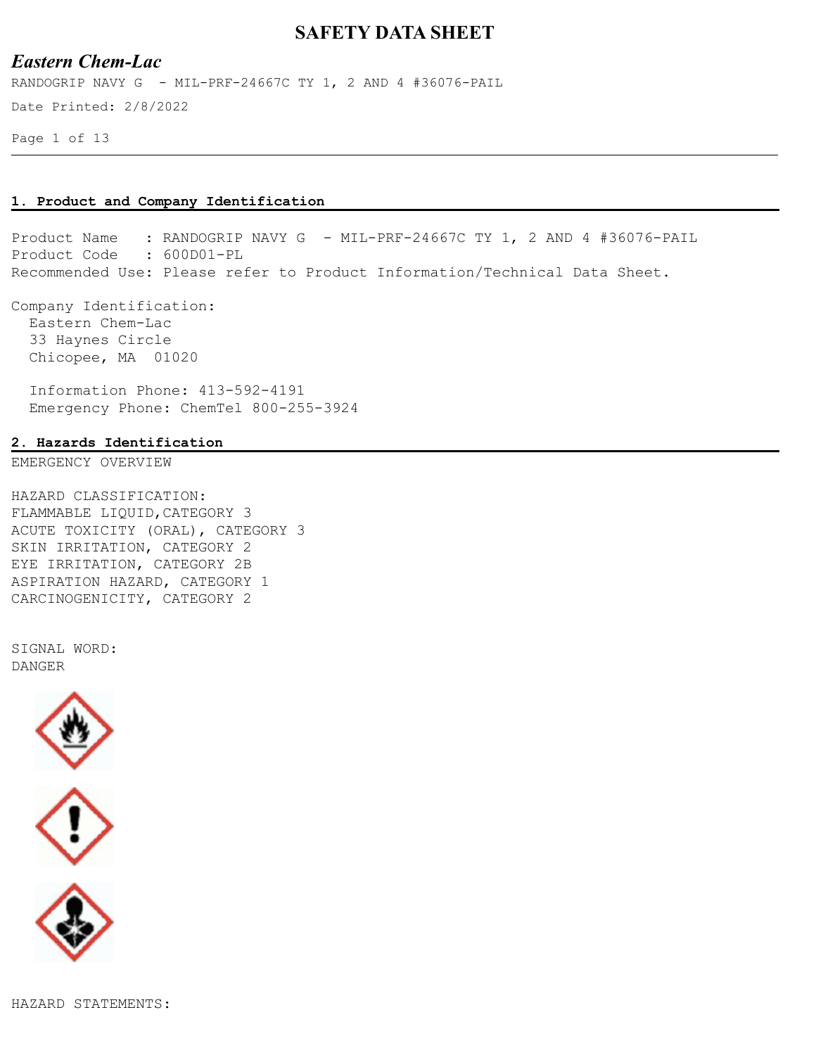# SAFETY DATA SHEET

## *Eastern Chem-Lac*

RANDOGRIP NAVY G - MIL-PRF-24667C TY 1, 2 AND 4 #36076-PAIL

Date Printed: 2/8/2022

### 1. Product and Company Identification

Product Name : RANDOGRIP NAVY G - MIL-PRF-24667C TY 1, 2 AND 4 #36076-PAIL
Product Code : 600D01-PL
Recommended Use: Please refer to Product Information/Technical Data Sheet.

Company Identification:
Eastern Chem-Lac
33 Haynes Circle
Chicopee, MA 01020

Information Phone: 413-592-4191
Emergency Phone: ChemTel 800-255-3924

### 2. Hazards Identification

EMERGENCY OVERVIEW

HAZARD CLASSIFICATION:
FLAMMABLE LIQUID,CATEGORY 3
ACUTE TOXICITY (ORAL), CATEGORY 3
SKIN IRRITATION, CATEGORY 2
EYE IRRITATION, CATEGORY 2B
ASPIRATION HAZARD, CATEGORY 1
CARCINOGENICITY, CATEGORY 2

SIGNAL WORD:
DANGER

HAZARD STATEMENTS: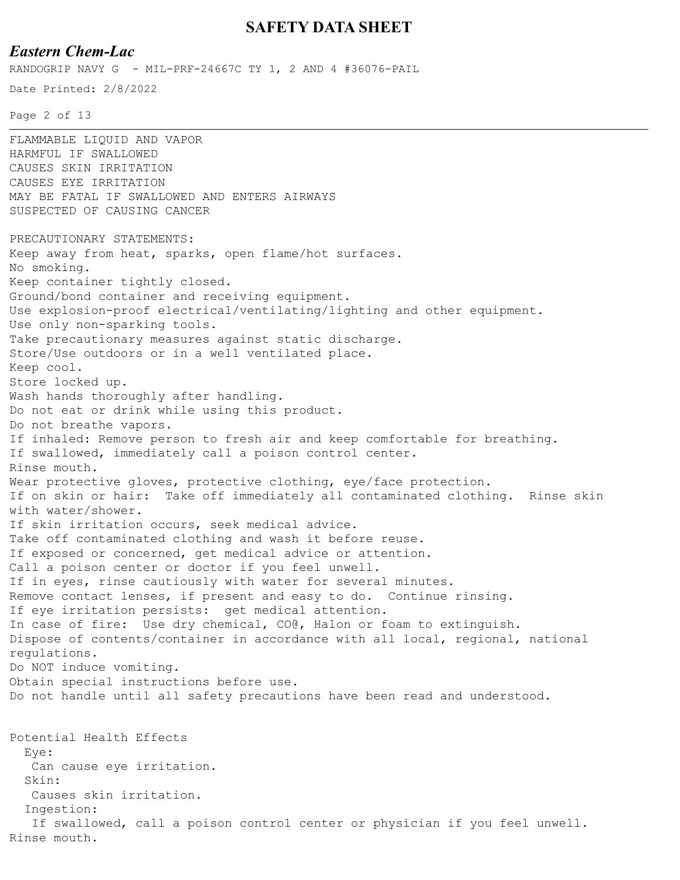FLAMMABLE LIQUID AND VAPOR
HARMFUL IF SWALLOWED
CAUSES SKIN IRRITATION
CAUSES EYE IRRITATION
MAY BE FATAL IF SWALLOWED AND ENTERS AIRWAYS
SUSPECTED OF CAUSING CANCER

PRECAUTIONARY STATEMENTS:
Keep away from heat, sparks, open flame/hot surfaces.
No smoking.
Keep container tightly closed.
Ground/bond container and receiving equipment.
Use explosion-proof electrical/ventilating/lighting and other equipment.
Use only non-sparking tools.
Take precautionary measures against static discharge.
Store/Use outdoors or in a well ventilated place.
Keep cool.
Store locked up.
Wash hands thoroughly after handling.
Do not eat or drink while using this product.
Do not breathe vapors.
If inhaled: Remove person to fresh air and keep comfortable for breathing.
If swallowed, immediately call a poison control center.
Rinse mouth.
Wear protective gloves, protective clothing, eye/face protection.
If on skin or hair: Take off immediately all contaminated clothing. Rinse skin with water/shower.
If skin irritation occurs, seek medical advice.
Take off contaminated clothing and wash it before reuse.
If exposed or concerned, get medical advice or attention.
Call a poison center or doctor if you feel unwell.
If in eyes, rinse cautiously with water for several minutes.
Remove contact lenses, if present and easy to do. Continue rinsing.
If eye irritation persists: get medical attention.
In case of fire: Use dry chemical, CO@, Halon or foam to extinguish.
Dispose of contents/container in accordance with all local, regional, national regulations.
Do NOT induce vomiting.
Obtain special instructions before use.
Do not handle until all safety precautions have been read and understood.

Potential Health Effects

Eye:
Can cause eye irritation.

Skin:
Causes skin irritation.

Ingestion:
If swallowed, call a poison control center or physician if you feel unwell. Rinse mouth.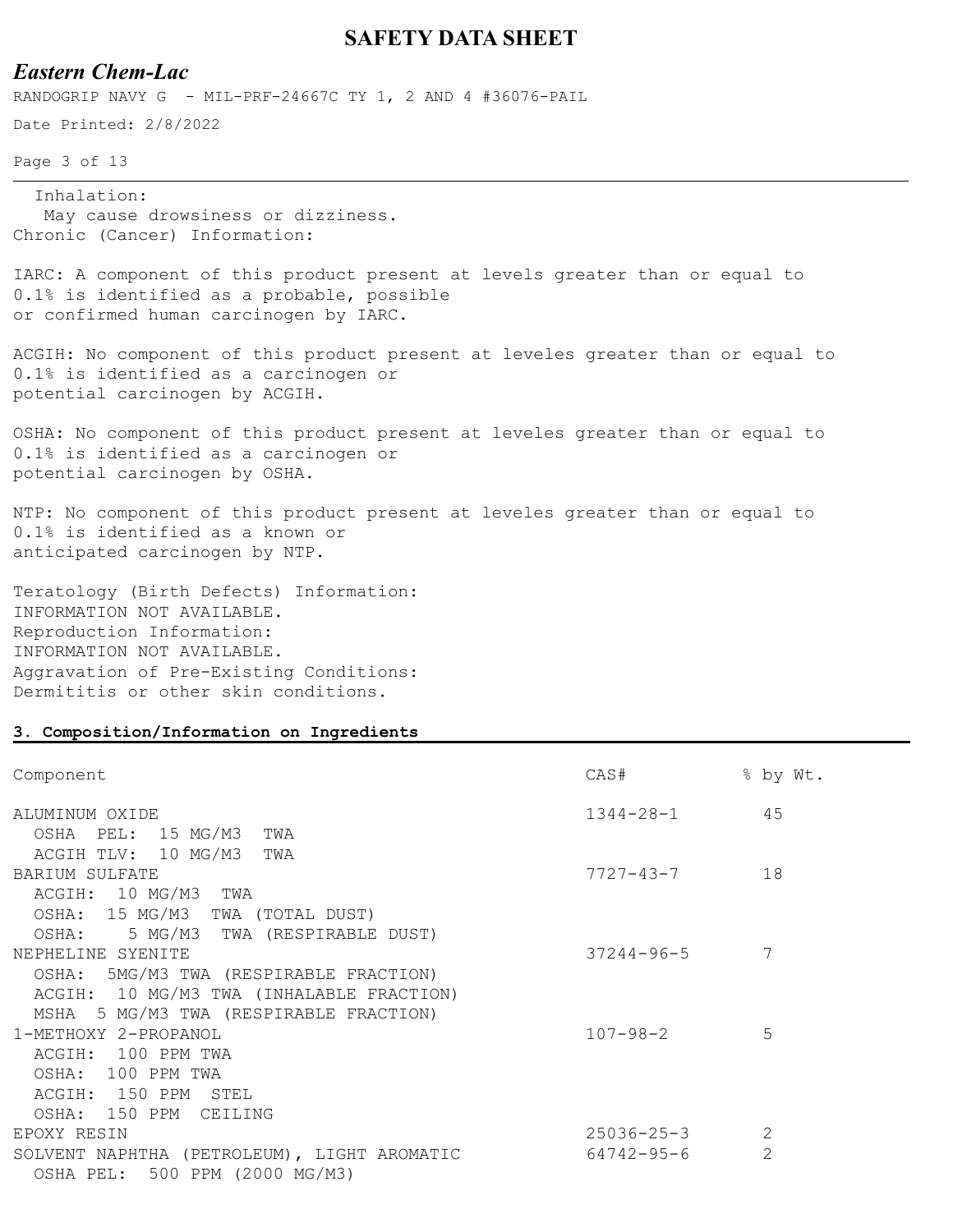Inhalation:
May cause drowsiness or dizziness.

Chronic (Cancer) Information:

IARC: A component of this product present at levels greater than or equal to 0.1% is identified as a probable, possible or confirmed human carcinogen by IARC.

ACGIH: No component of this product present at leveles greater than or equal to 0.1% is identified as a carcinogen or potential carcinogen by ACGIH.

OSHA: No component of this product present at leveles greater than or equal to 0.1% is identified as a carcinogen or potential carcinogen by OSHA.

NTP: No component of this product present at leveles greater than or equal to 0.1% is identified as a known or anticipated carcinogen by NTP.

Teratology (Birth Defects) Information:
INFORMATION NOT AVAILABLE.

Reproduction Information:
INFORMATION NOT AVAILABLE.

Aggravation of Pre-Existing Conditions:
Dermititis or other skin conditions.

## 3. Composition/Information on Ingredients

| Component | CAS# | % by Wt. |
|---|---|---|
| ALUMINUM OXIDE<br>OSHA PEL: 15 MG/M3 TWA<br>ACGIH TLV: 10 MG/M3 TWA | 1344-28-1 | 45 |
| BARIUM SULFATE<br>ACGIH: 10 MG/M3 TWA<br>OSHA: 15 MG/M3 TWA (TOTAL DUST)<br>OSHA: 5 MG/M3 TWA (RESPIRABLE DUST) | 7727-43-7 | 18 |
| NEPHELINE SYENITE<br>OSHA: 5MG/M3 TWA (RESPIRABLE FRACTION)<br>ACGIH: 10 MG/M3 TWA (INHALABLE FRACTION)<br>MSHA 5 MG/M3 TWA (RESPIRABLE FRACTION) | 37244-96-5 | 7 |
| 1-METHOXY 2-PROPANOL<br>ACGIH: 100 PPM TWA<br>OSHA: 100 PPM TWA<br>ACGIH: 150 PPM STEL<br>OSHA: 150 PPM CEILING | 107-98-2 | 5 |
| EPOXY RESIN | 25036-25-3 | 2 |
| SOLVENT NAPHTHA (PETROLEUM), LIGHT AROMATIC<br>OSHA PEL: 500 PPM (2000 MG/M3) | 64742-95-6 | 2 |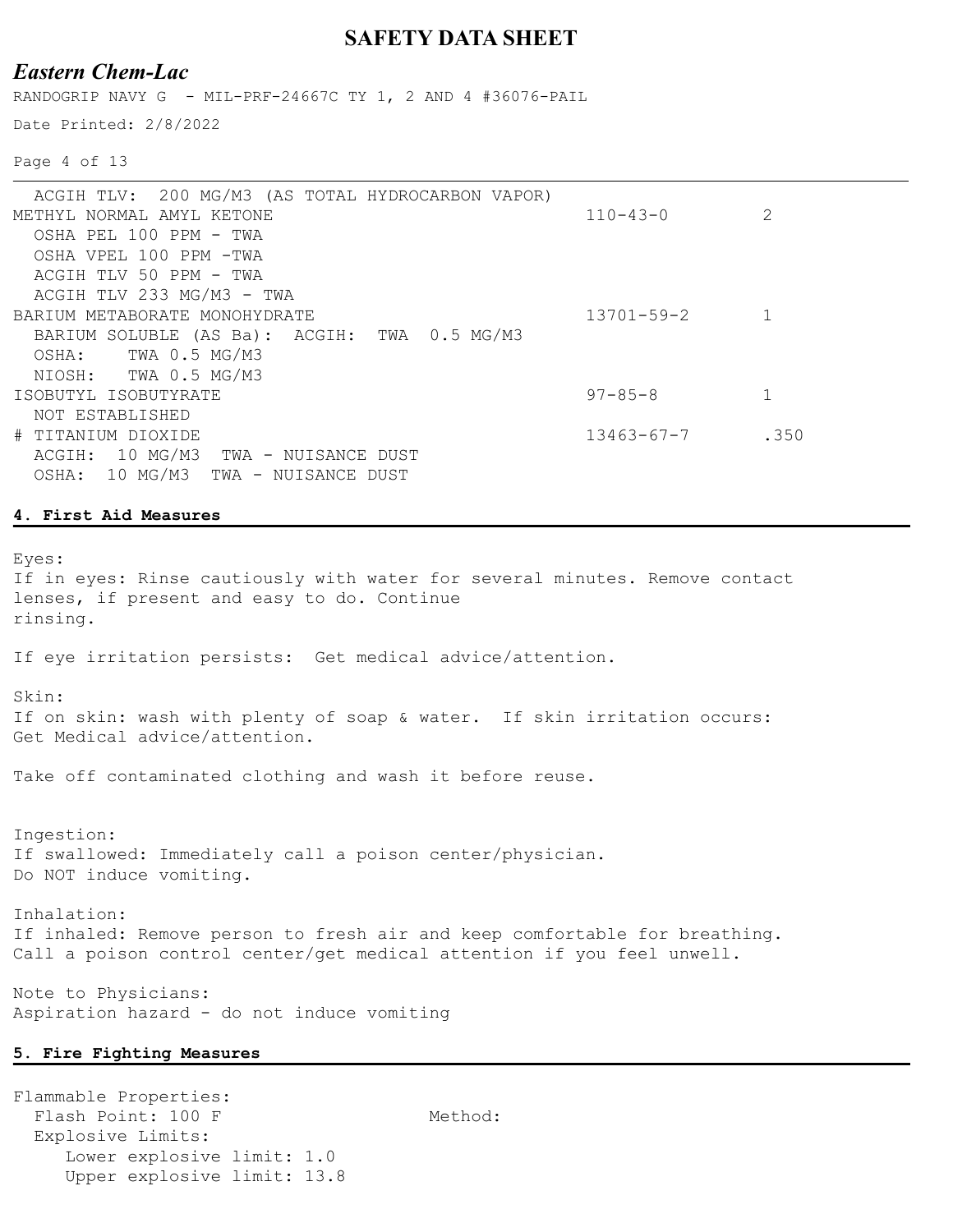ACGIH TLV: 200 MG/M3 (AS TOTAL HYDROCARBON VAPOR)

| | | |
|---|---|---|
| METHYL NORMAL AMYL KETONE<br>OSHA PEL 100 PPM - TWA<br>OSHA VPEL 100 PPM -TWA<br>ACGIH TLV 50 PPM - TWA<br>ACGIH TLV 233 MG/M3 - TWA | 110-43-0 | 2 |
| BARIUM METABORATE MONOHYDRATE<br>BARIUM SOLUBLE (AS Ba): ACGIH: TWA 0.5 MG/M3<br>OSHA: TWA 0.5 MG/M3<br>NIOSH: TWA 0.5 MG/M3 | 13701-59-2 | 1 |
| ISOBUTYL ISOBUTYRATE<br>NOT ESTABLISHED | 97-85-8 | 1 |
| # TITANIUM DIOXIDE<br>ACGIH: 10 MG/M3 TWA - NUISANCE DUST<br>OSHA: 10 MG/M3 TWA - NUISANCE DUST | 13463-67-7 | .350 |

## 4. First Aid Measures

Eyes:
If in eyes: Rinse cautiously with water for several minutes. Remove contact lenses, if present and easy to do. Continue rinsing.

If eye irritation persists: Get medical advice/attention.

Skin:
If on skin: wash with plenty of soap & water. If skin irritation occurs: Get Medical advice/attention.

Take off contaminated clothing and wash it before reuse.

Ingestion:
If swallowed: Immediately call a poison center/physician.
Do NOT induce vomiting.

Inhalation:
If inhaled: Remove person to fresh air and keep comfortable for breathing.
Call a poison control center/get medical attention if you feel unwell.

Note to Physicians:
Aspiration hazard - do not induce vomiting

## 5. Fire Fighting Measures

Flammable Properties:
Flash Point: 100 F    Method:
Explosive Limits:
Lower explosive limit: 1.0
Upper explosive limit: 13.8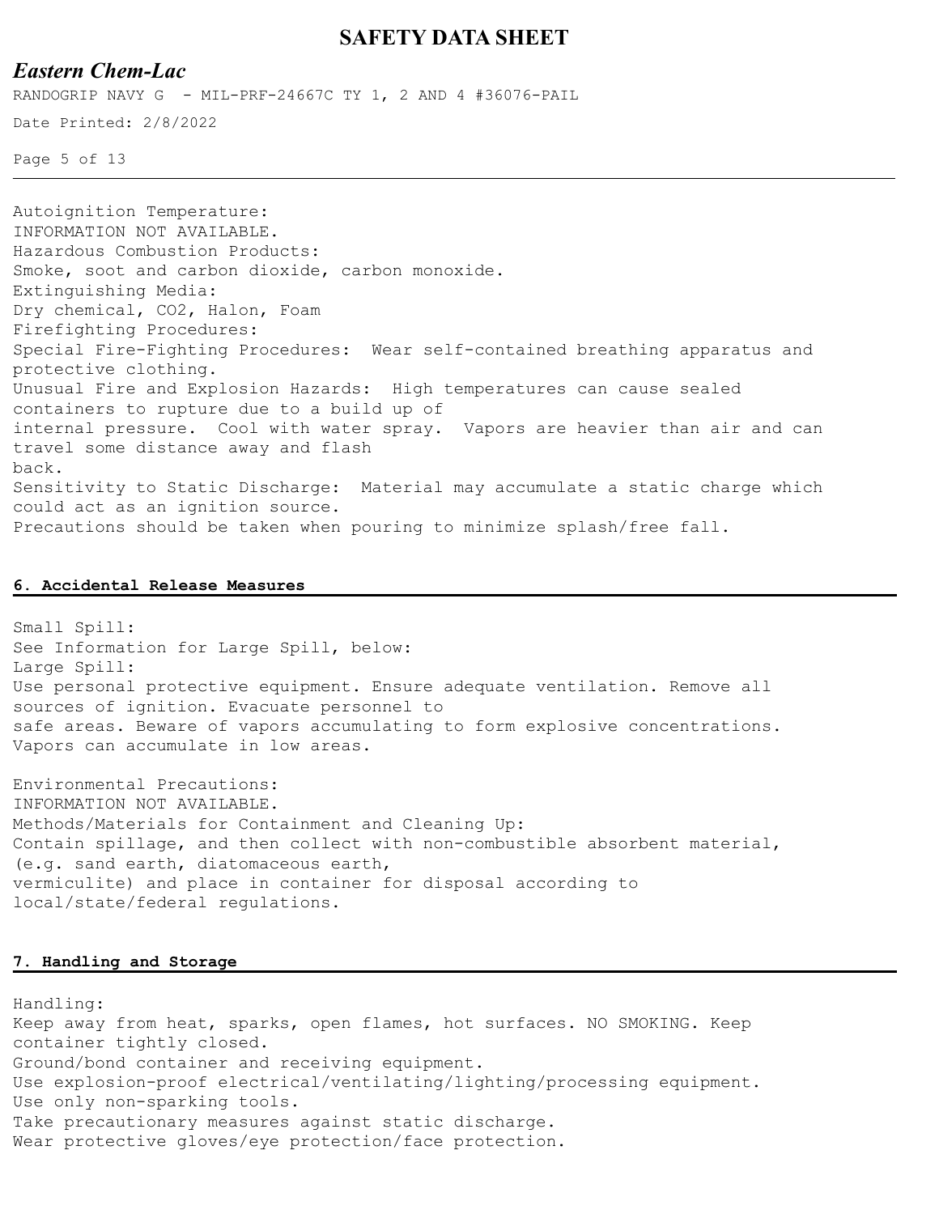Autoignition Temperature:
INFORMATION NOT AVAILABLE.
Hazardous Combustion Products:
Smoke, soot and carbon dioxide, carbon monoxide.
Extinguishing Media:
Dry chemical, $CO_2$, Halon, Foam
Firefighting Procedures:
Special Fire-Fighting Procedures: Wear self-contained breathing apparatus and protective clothing.
Unusual Fire and Explosion Hazards: High temperatures can cause sealed containers to rupture due to a build up of internal pressure. Cool with water spray. Vapors are heavier than air and can travel some distance away and flash back.
Sensitivity to Static Discharge: Material may accumulate a static charge which could act as an ignition source.
Precautions should be taken when pouring to minimize splash/free fall.

## 6. Accidental Release Measures

Small Spill:
See Information for Large Spill, below:
Large Spill:
Use personal protective equipment. Ensure adequate ventilation. Remove all sources of ignition. Evacuate personnel to safe areas. Beware of vapors accumulating to form explosive concentrations. Vapors can accumulate in low areas.

Environmental Precautions:
INFORMATION NOT AVAILABLE.
Methods/Materials for Containment and Cleaning Up:
Contain spillage, and then collect with non-combustible absorbent material, (e.g. sand earth, diatomaceous earth, vermiculite) and place in container for disposal according to local/state/federal regulations.

## 7. Handling and Storage

Handling:
Keep away from heat, sparks, open flames, hot surfaces. NO SMOKING. Keep container tightly closed.
Ground/bond container and receiving equipment.
Use explosion-proof electrical/ventilating/lighting/processing equipment.
Use only non-sparking tools.
Take precautionary measures against static discharge.
Wear protective gloves/eye protection/face protection.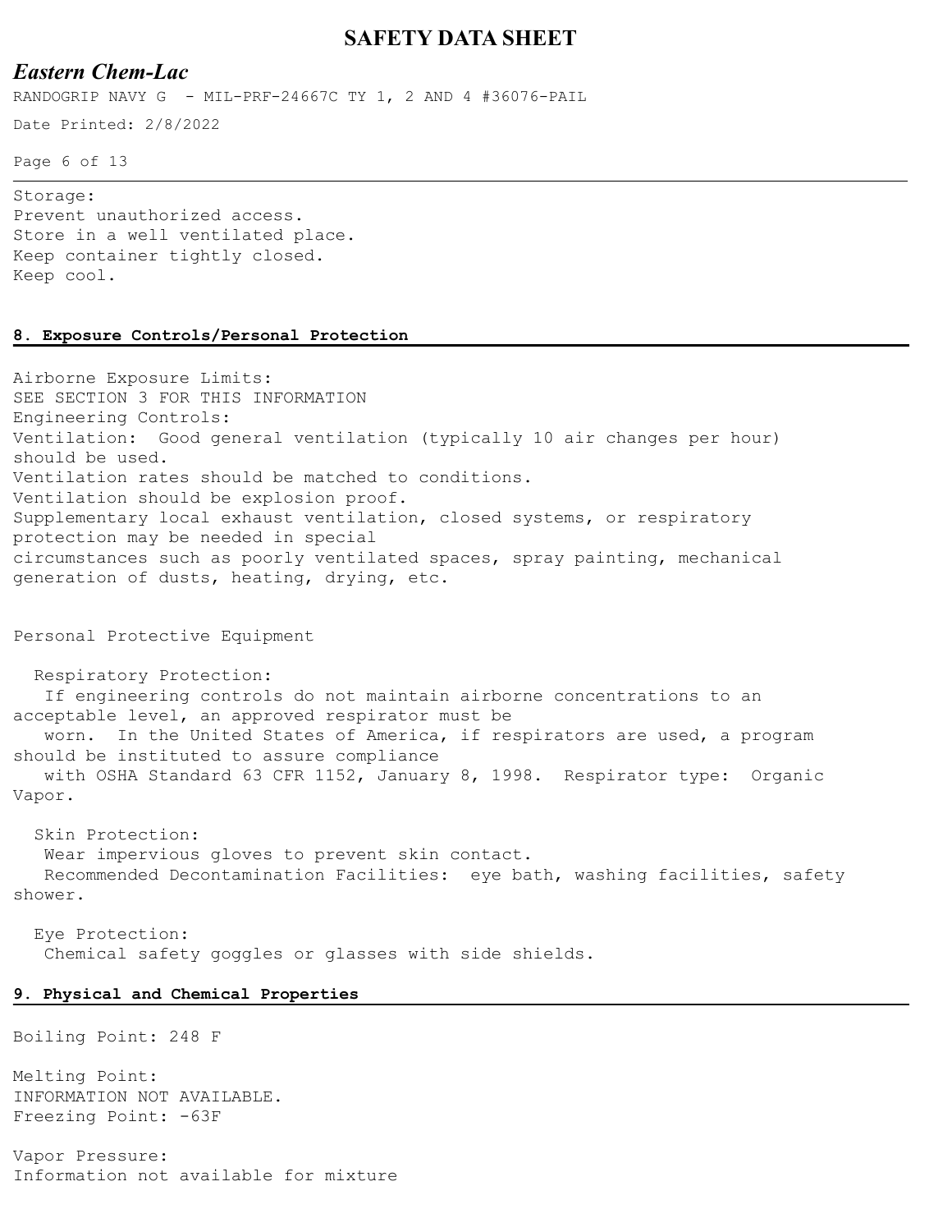Storage:
Prevent unauthorized access.
Store in a well ventilated place.
Keep container tightly closed.
Keep cool.

## 8. Exposure Controls/Personal Protection

Airborne Exposure Limits:
SEE SECTION 3 FOR THIS INFORMATION
Engineering Controls:
Ventilation: Good general ventilation (typically 10 air changes per hour) should be used.
Ventilation rates should be matched to conditions.
Ventilation should be explosion proof.
Supplementary local exhaust ventilation, closed systems, or respiratory protection may be needed in special circumstances such as poorly ventilated spaces, spray painting, mechanical generation of dusts, heating, drying, etc.

Personal Protective Equipment

Respiratory Protection:
If engineering controls do not maintain airborne concentrations to an acceptable level, an approved respirator must be worn. In the United States of America, if respirators are used, a program should be instituted to assure compliance with OSHA Standard 63 CFR 1152, January 8, 1998. Respirator type: Organic Vapor.

Skin Protection:
Wear impervious gloves to prevent skin contact.
Recommended Decontamination Facilities: eye bath, washing facilities, safety shower.

Eye Protection:
Chemical safety goggles or glasses with side shields.

## 9. Physical and Chemical Properties

Boiling Point: 248 F

Melting Point:
INFORMATION NOT AVAILABLE.
Freezing Point: -63F

Vapor Pressure:
Information not available for mixture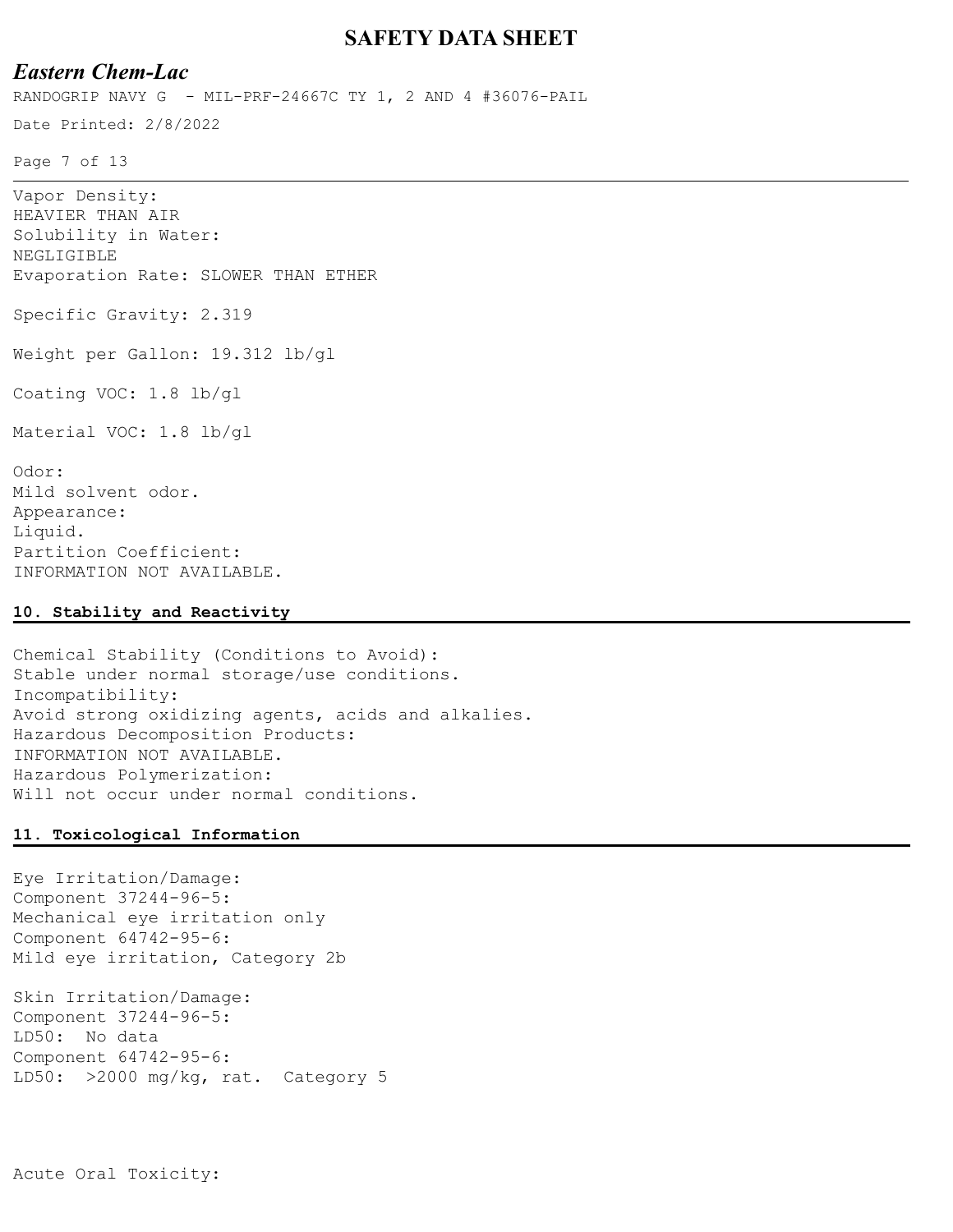Vapor Density:
HEAVIER THAN AIR
Solubility in Water:
NEGLIGIBLE
Evaporation Rate: SLOWER THAN ETHER

Specific Gravity: 2.319

Weight per Gallon: 19.312 lb/gl

Coating VOC: 1.8 lb/gl

Material VOC: 1.8 lb/gl

Odor:
Mild solvent odor.
Appearance:
Liquid.
Partition Coefficient:
INFORMATION NOT AVAILABLE.

## 10. Stability and Reactivity

Chemical Stability (Conditions to Avoid):
Stable under normal storage/use conditions.
Incompatibility:
Avoid strong oxidizing agents, acids and alkalies.
Hazardous Decomposition Products:
INFORMATION NOT AVAILABLE.
Hazardous Polymerization:
Will not occur under normal conditions.

## 11. Toxicological Information

Eye Irritation/Damage:
Component 37244-96-5:
Mechanical eye irritation only
Component 64742-95-6:
Mild eye irritation, Category 2b

Skin Irritation/Damage:
Component 37244-96-5:
LD50: No data
Component 64742-95-6:
LD50: >2000 mg/kg, rat. Category 5

Acute Oral Toxicity: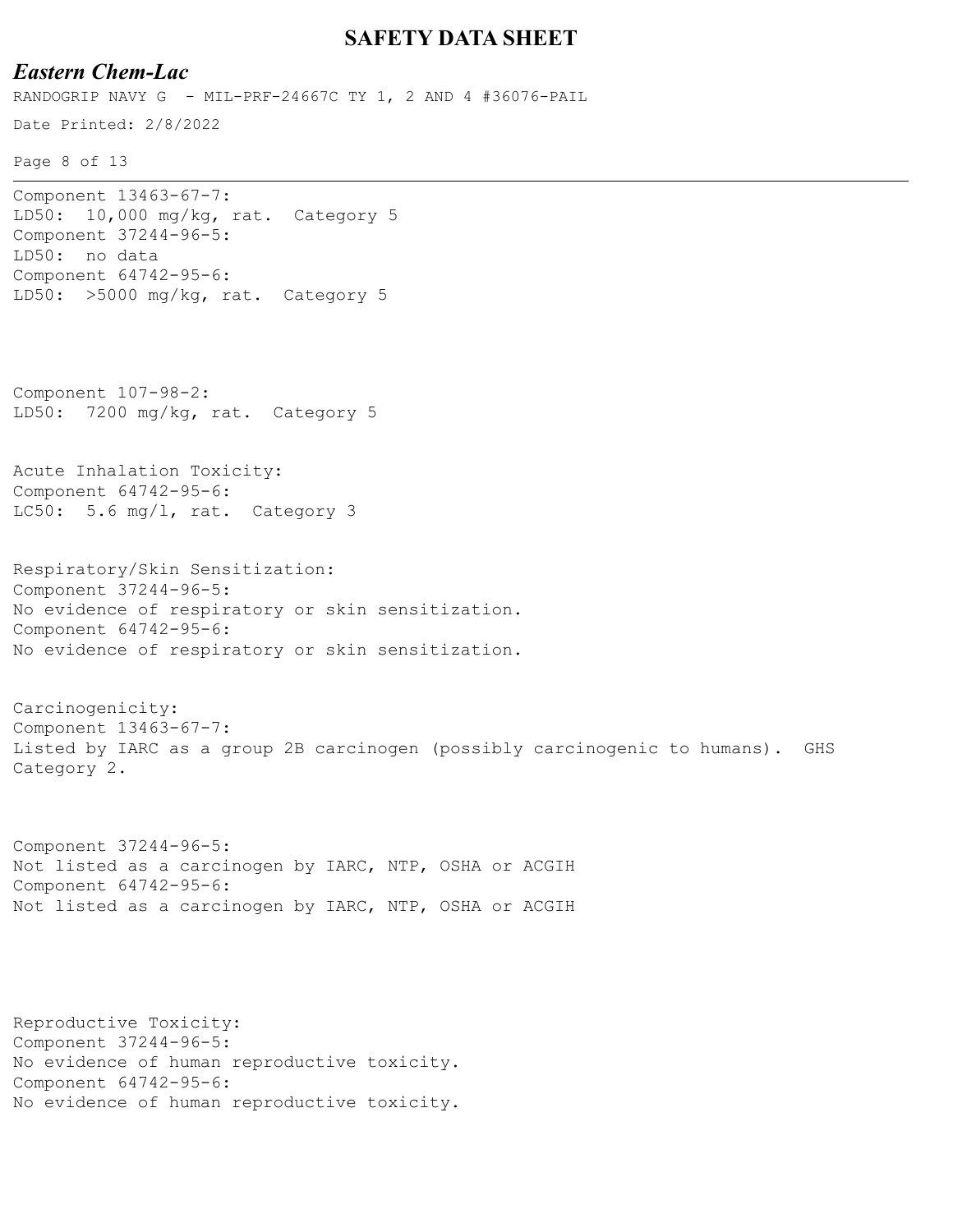Component 13463-67-7:
LD50: 10,000 mg/kg, rat. Category 5
Component 37244-96-5:
LD50: no data
Component 64742-95-6:
LD50: >5000 mg/kg, rat. Category 5

Component 107-98-2:
LD50: 7200 mg/kg, rat. Category 5

Acute Inhalation Toxicity:
Component 64742-95-6:
LC50: 5.6 mg/l, rat. Category 3

Respiratory/Skin Sensitization:
Component 37244-96-5:
No evidence of respiratory or skin sensitization.
Component 64742-95-6:
No evidence of respiratory or skin sensitization.

Carcinogenicity:
Component 13463-67-7:
Listed by IARC as a group 2B carcinogen (possibly carcinogenic to humans). GHS Category 2.

Component 37244-96-5:
Not listed as a carcinogen by IARC, NTP, OSHA or ACGIH
Component 64742-95-6:
Not listed as a carcinogen by IARC, NTP, OSHA or ACGIH

Reproductive Toxicity:
Component 37244-96-5:
No evidence of human reproductive toxicity.
Component 64742-95-6:
No evidence of human reproductive toxicity.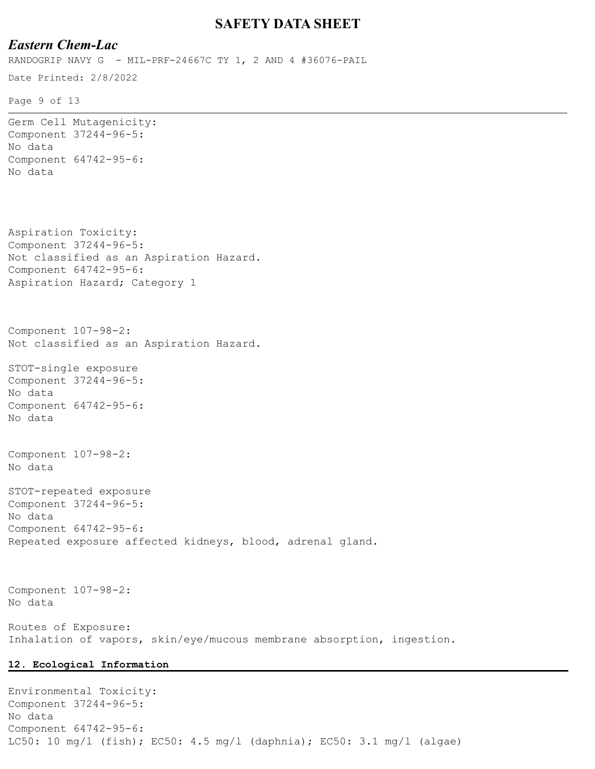Germ Cell Mutagenicity:
Component 37244-96-5:
No data
Component 64742-95-6:
No data

Aspiration Toxicity:
Component 37244-96-5:
Not classified as an Aspiration Hazard.
Component 64742-95-6:
Aspiration Hazard; Category 1

Component 107-98-2:
Not classified as an Aspiration Hazard.

STOT-single exposure
Component 37244-96-5:
No data
Component 64742-95-6:
No data

Component 107-98-2:
No data

STOT-repeated exposure
Component 37244-96-5:
No data
Component 64742-95-6:
Repeated exposure affected kidneys, blood, adrenal gland.

Component 107-98-2:
No data

Routes of Exposure:
Inhalation of vapors, skin/eye/mucous membrane absorption, ingestion.

## 12. Ecological Information

Environmental Toxicity:
Component 37244-96-5:
No data
Component 64742-95-6:
LC50: 10 mg/l (fish); EC50: 4.5 mg/l (daphnia); EC50: 3.1 mg/l (algae)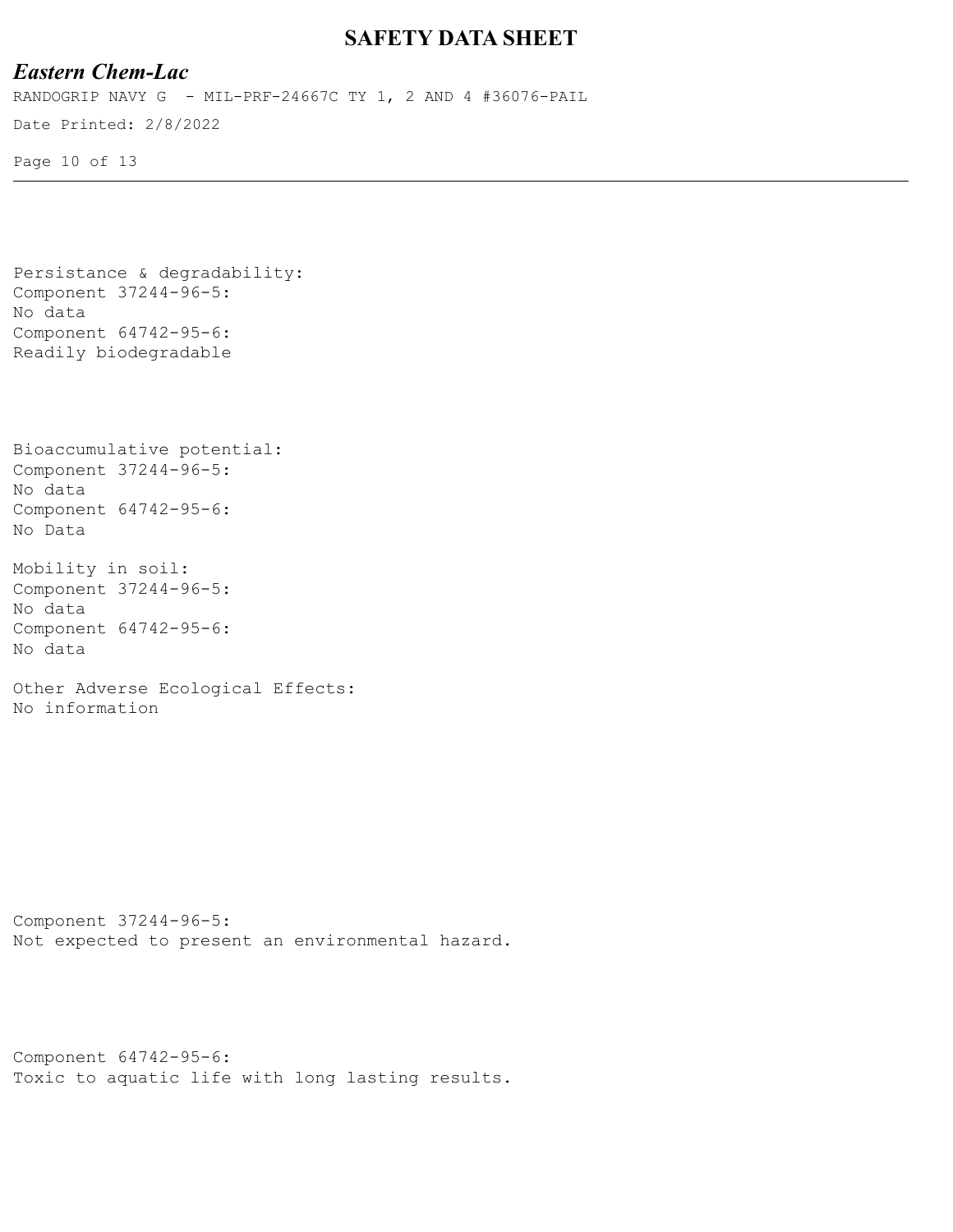Persistance & degradability:
Component 37244-96-5:
No data
Component 64742-95-6:
Readily biodegradable

Bioaccumulative potential:
Component 37244-96-5:
No data
Component 64742-95-6:
No Data

Mobility in soil:
Component 37244-96-5:
No data
Component 64742-95-6:
No data

Other Adverse Ecological Effects:
No information

Component 37244-96-5:
Not expected to present an environmental hazard.

Component 64742-95-6:
Toxic to aquatic life with long lasting results.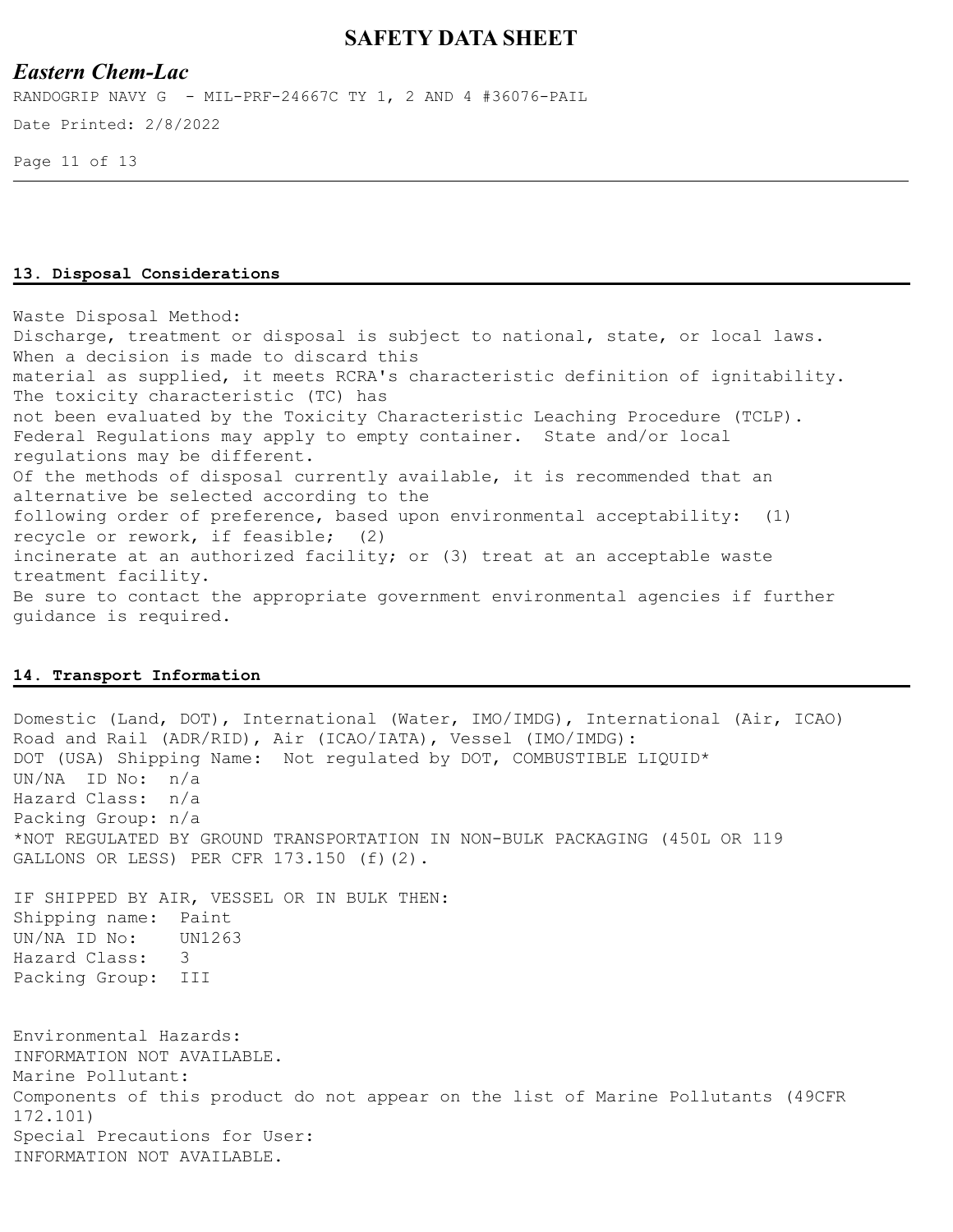## 13. Disposal Considerations

Waste Disposal Method:
Discharge, treatment or disposal is subject to national, state, or local laws. When a decision is made to discard this material as supplied, it meets RCRA's characteristic definition of ignitability. The toxicity characteristic (TC) has not been evaluated by the Toxicity Characteristic Leaching Procedure (TCLP). Federal Regulations may apply to empty container. State and/or local regulations may be different.
Of the methods of disposal currently available, it is recommended that an alternative be selected according to the following order of preference, based upon environmental acceptability: (1) recycle or rework, if feasible; (2) incinerate at an authorized facility; or (3) treat at an acceptable waste treatment facility.
Be sure to contact the appropriate government environmental agencies if further guidance is required.

## 14. Transport Information

Domestic (Land, DOT), International (Water, IMO/IMDG), International (Air, ICAO) Road and Rail (ADR/RID), Air (ICAO/IATA), Vessel (IMO/IMDG):
DOT (USA) Shipping Name: Not regulated by DOT, COMBUSTIBLE LIQUID*
UN/NA ID No: n/a
Hazard Class: n/a
Packing Group: n/a
*NOT REGULATED BY GROUND TRANSPORTATION IN NON-BULK PACKAGING (450L OR 119 GALLONS OR LESS) PER CFR 173.150 (f)(2).

IF SHIPPED BY AIR, VESSEL OR IN BULK THEN:
Shipping name: Paint
UN/NA ID No: UN1263
Hazard Class: 3
Packing Group: III

Environmental Hazards:
INFORMATION NOT AVAILABLE.
Marine Pollutant:
Components of this product do not appear on the list of Marine Pollutants (49CFR 172.101)
Special Precautions for User:
INFORMATION NOT AVAILABLE.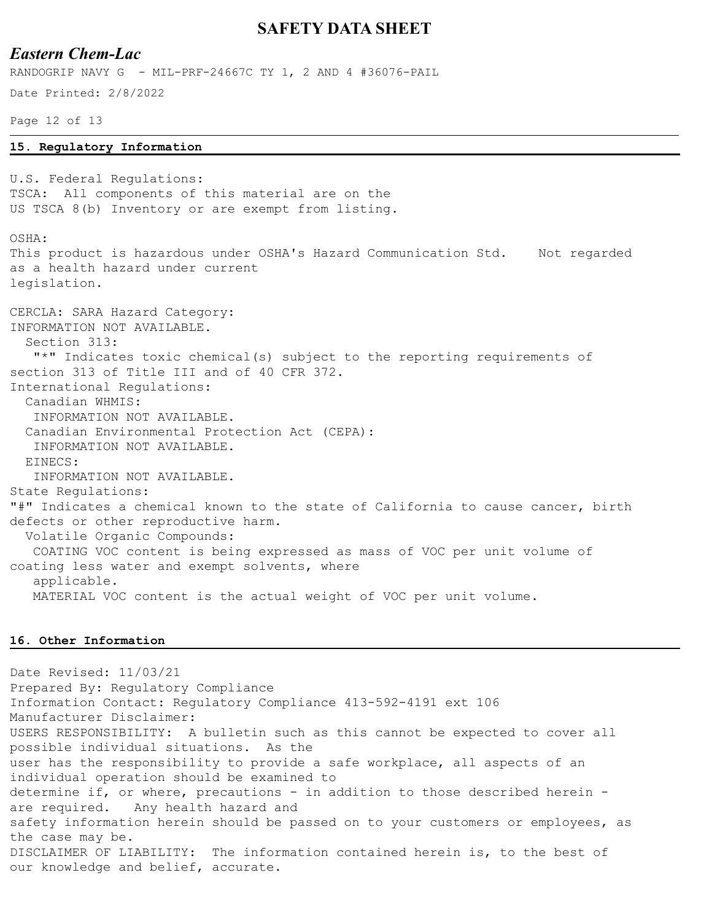## 15. Regulatory Information

U.S. Federal Regulations:
TSCA: All components of this material are on the US TSCA 8(b) Inventory or are exempt from listing.

OSHA:
This product is hazardous under OSHA's Hazard Communication Std. Not regarded as a health hazard under current legislation.

CERCLA: SARA Hazard Category:
INFORMATION NOT AVAILABLE.

Section 313:
"*" Indicates toxic chemical(s) subject to the reporting requirements of section 313 of Title III and of 40 CFR 372.

International Regulations:

Canadian WHMIS:
INFORMATION NOT AVAILABLE.

Canadian Environmental Protection Act (CEPA):
INFORMATION NOT AVAILABLE.

EINECS:
INFORMATION NOT AVAILABLE.

State Regulations:
"#" Indicates a chemical known to the state of California to cause cancer, birth defects or other reproductive harm.

Volatile Organic Compounds:
COATING VOC content is being expressed as mass of VOC per unit volume of coating less water and exempt solvents, where applicable.
MATERIAL VOC content is the actual weight of VOC per unit volume.

## 16. Other Information

Date Revised: 11/03/21
Prepared By: Regulatory Compliance
Information Contact: Regulatory Compliance 413-592-4191 ext 106
Manufacturer Disclaimer:
USERS RESPONSIBILITY: A bulletin such as this cannot be expected to cover all possible individual situations. As the user has the responsibility to provide a safe workplace, all aspects of an individual operation should be examined to determine if, or where, precautions - in addition to those described herein - are required. Any health hazard and safety information herein should be passed on to your customers or employees, as the case may be.
DISCLAIMER OF LIABILITY: The information contained herein is, to the best of our knowledge and belief, accurate.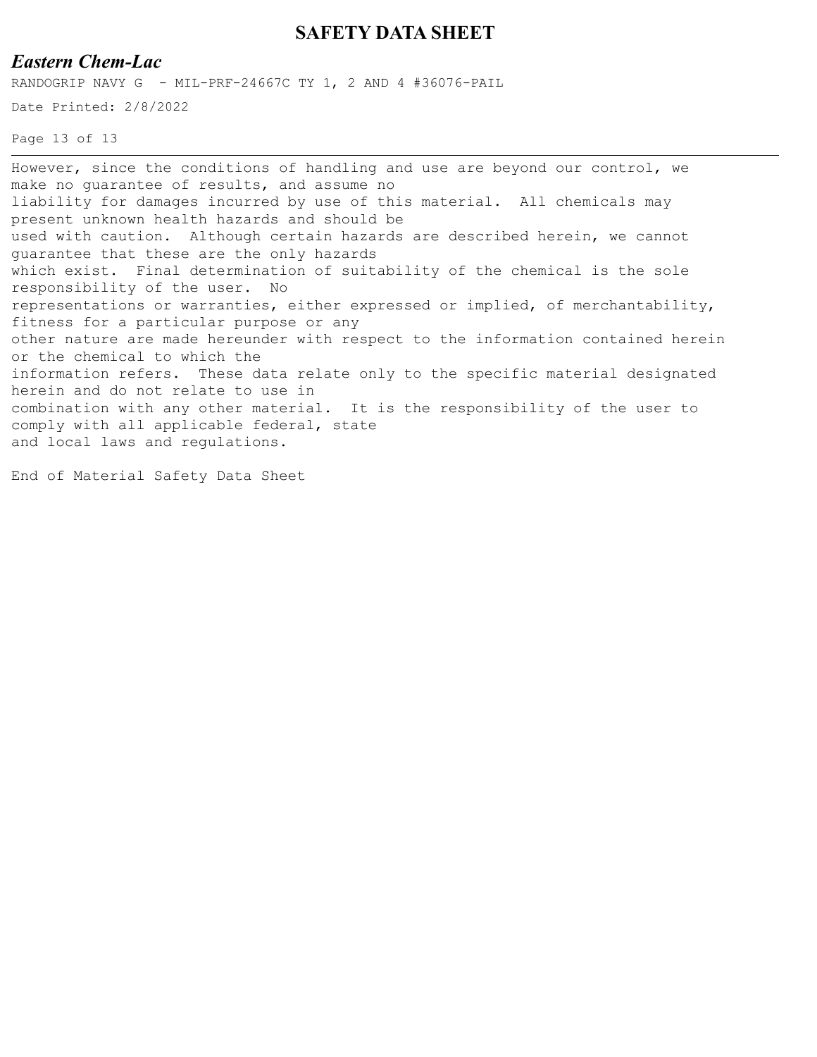However, since the conditions of handling and use are beyond our control, we make no guarantee of results, and assume no liability for damages incurred by use of this material. All chemicals may present unknown health hazards and should be used with caution. Although certain hazards are described herein, we cannot guarantee that these are the only hazards which exist. Final determination of suitability of the chemical is the sole responsibility of the user. No representations or warranties, either expressed or implied, of merchantability, fitness for a particular purpose or any other nature are made hereunder with respect to the information contained herein or the chemical to which the information refers. These data relate only to the specific material designated herein and do not relate to use in combination with any other material. It is the responsibility of the user to comply with all applicable federal, state and local laws and regulations.

End of Material Safety Data Sheet